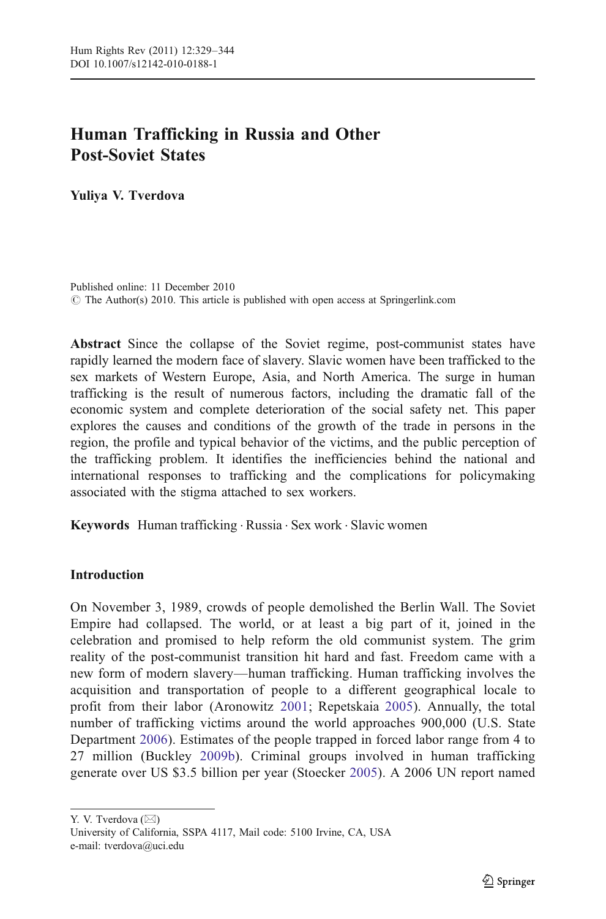# Human Trafficking in Russia and Other Post-Soviet States

**Yuliya V. Tverdova**

Published online: 11 December 2010
© The Author(s) 2010. This article is published with open access at Springerlink.com

**Abstract** Since the collapse of the Soviet regime, post-communist states have rapidly learned the modern face of slavery. Slavic women have been trafficked to the sex markets of Western Europe, Asia, and North America. The surge in human trafficking is the result of numerous factors, including the dramatic fall of the economic system and complete deterioration of the social safety net. This paper explores the causes and conditions of the growth of the trade in persons in the region, the profile and typical behavior of the victims, and the public perception of the trafficking problem. It identifies the inefficiencies behind the national and international responses to trafficking and the complications for policymaking associated with the stigma attached to sex workers.

**Keywords** Human trafficking · Russia · Sex work · Slavic women

## Introduction

On November 3, 1989, crowds of people demolished the Berlin Wall. The Soviet Empire had collapsed. The world, or at least a big part of it, joined in the celebration and promised to help reform the old communist system. The grim reality of the post-communist transition hit hard and fast. Freedom came with a new form of modern slavery—human trafficking. Human trafficking involves the acquisition and transportation of people to a different geographical locale to profit from their labor (Aronowitz 2001; Repetskaia 2005). Annually, the total number of trafficking victims around the world approaches 900,000 (U.S. State Department 2006). Estimates of the people trapped in forced labor range from 4 to 27 million (Buckley 2009b). Criminal groups involved in human trafficking generate over US $3.5 billion per year (Stoecker 2005). A 2006 UN report named

Y. V. Tverdova (✉)
University of California, SSPA 4117, Mail code: 5100 Irvine, CA, USA
e-mail: tverdova@uci.edu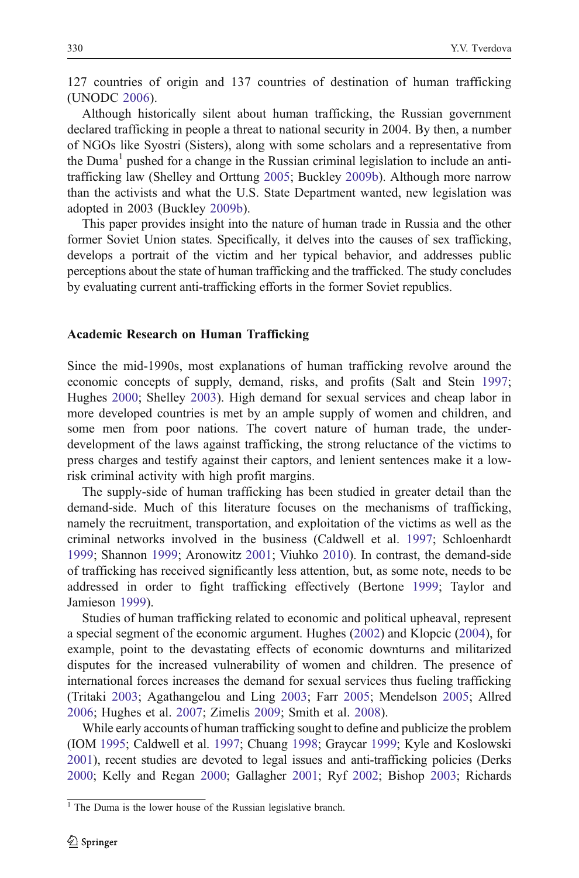127 countries of origin and 137 countries of destination of human trafficking (UNODC 2006).

Although historically silent about human trafficking, the Russian government declared trafficking in people a threat to national security in 2004. By then, a number of NGOs like Syostri (Sisters), along with some scholars and a representative from the Duma[1] pushed for a change in the Russian criminal legislation to include an anti-trafficking law (Shelley and Orttung 2005; Buckley 2009b). Although more narrow than the activists and what the U.S. State Department wanted, new legislation was adopted in 2003 (Buckley 2009b).

This paper provides insight into the nature of human trade in Russia and the other former Soviet Union states. Specifically, it delves into the causes of sex trafficking, develops a portrait of the victim and her typical behavior, and addresses public perceptions about the state of human trafficking and the trafficked. The study concludes by evaluating current anti-trafficking efforts in the former Soviet republics.

## Academic Research on Human Trafficking

Since the mid-1990s, most explanations of human trafficking revolve around the economic concepts of supply, demand, risks, and profits (Salt and Stein 1997; Hughes 2000; Shelley 2003). High demand for sexual services and cheap labor in more developed countries is met by an ample supply of women and children, and some men from poor nations. The covert nature of human trade, the under-development of the laws against trafficking, the strong reluctance of the victims to press charges and testify against their captors, and lenient sentences make it a low-risk criminal activity with high profit margins.

The supply-side of human trafficking has been studied in greater detail than the demand-side. Much of this literature focuses on the mechanisms of trafficking, namely the recruitment, transportation, and exploitation of the victims as well as the criminal networks involved in the business (Caldwell et al. 1997; Schloenhardt 1999; Shannon 1999; Aronowitz 2001; Viuhko 2010). In contrast, the demand-side of trafficking has received significantly less attention, but, as some note, needs to be addressed in order to fight trafficking effectively (Bertone 1999; Taylor and Jamieson 1999).

Studies of human trafficking related to economic and political upheaval, represent a special segment of the economic argument. Hughes (2002) and Klopcic (2004), for example, point to the devastating effects of economic downturns and militarized disputes for the increased vulnerability of women and children. The presence of international forces increases the demand for sexual services thus fueling trafficking (Tritaki 2003; Agathangelou and Ling 2003; Farr 2005; Mendelson 2005; Allred 2006; Hughes et al. 2007; Zimelis 2009; Smith et al. 2008).

While early accounts of human trafficking sought to define and publicize the problem (IOM 1995; Caldwell et al. 1997; Chuang 1998; Graycar 1999; Kyle and Koslowski 2001), recent studies are devoted to legal issues and anti-trafficking policies (Derks 2000; Kelly and Regan 2000; Gallagher 2001; Ryf 2002; Bishop 2003; Richards

[1] The Duma is the lower house of the Russian legislative branch.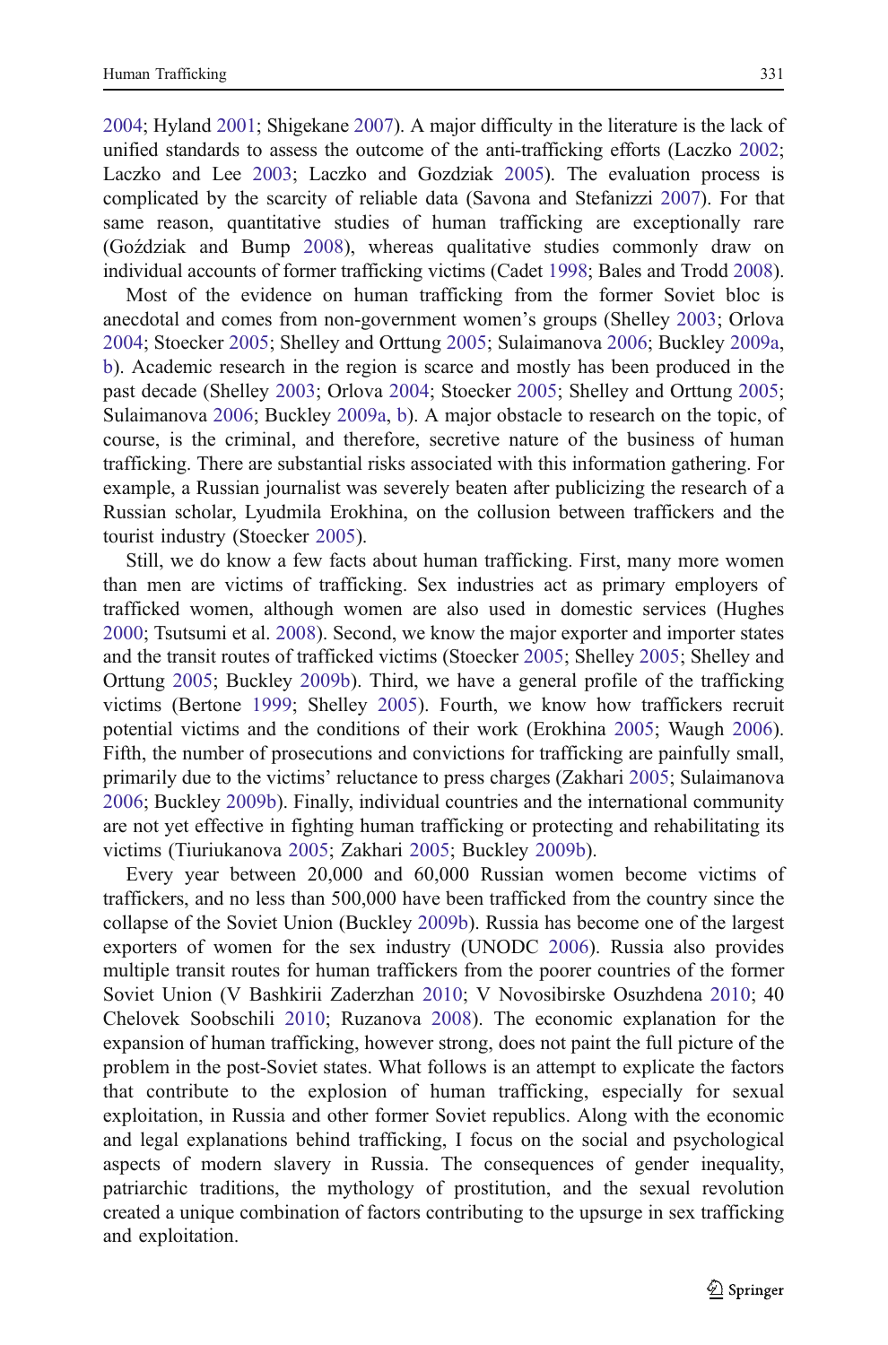2004; Hyland 2001; Shigekane 2007). A major difficulty in the literature is the lack of unified standards to assess the outcome of the anti-trafficking efforts (Laczko 2002; Laczko and Lee 2003; Laczko and Gozdziak 2005). The evaluation process is complicated by the scarcity of reliable data (Savona and Stefanizzi 2007). For that same reason, quantitative studies of human trafficking are exceptionally rare (Goździak and Bump 2008), whereas qualitative studies commonly draw on individual accounts of former trafficking victims (Cadet 1998; Bales and Trodd 2008).

Most of the evidence on human trafficking from the former Soviet bloc is anecdotal and comes from non-government women's groups (Shelley 2003; Orlova 2004; Stoecker 2005; Shelley and Orttung 2005; Sulaimanova 2006; Buckley 2009a, b). Academic research in the region is scarce and mostly has been produced in the past decade (Shelley 2003; Orlova 2004; Stoecker 2005; Shelley and Orttung 2005; Sulaimanova 2006; Buckley 2009a, b). A major obstacle to research on the topic, of course, is the criminal, and therefore, secretive nature of the business of human trafficking. There are substantial risks associated with this information gathering. For example, a Russian journalist was severely beaten after publicizing the research of a Russian scholar, Lyudmila Erokhina, on the collusion between traffickers and the tourist industry (Stoecker 2005).

Still, we do know a few facts about human trafficking. First, many more women than men are victims of trafficking. Sex industries act as primary employers of trafficked women, although women are also used in domestic services (Hughes 2000; Tsutsumi et al. 2008). Second, we know the major exporter and importer states and the transit routes of trafficked victims (Stoecker 2005; Shelley 2005; Shelley and Orttung 2005; Buckley 2009b). Third, we have a general profile of the trafficking victims (Bertone 1999; Shelley 2005). Fourth, we know how traffickers recruit potential victims and the conditions of their work (Erokhina 2005; Waugh 2006). Fifth, the number of prosecutions and convictions for trafficking are painfully small, primarily due to the victims' reluctance to press charges (Zakhari 2005; Sulaimanova 2006; Buckley 2009b). Finally, individual countries and the international community are not yet effective in fighting human trafficking or protecting and rehabilitating its victims (Tiuriukanova 2005; Zakhari 2005; Buckley 2009b).

Every year between 20,000 and 60,000 Russian women become victims of traffickers, and no less than 500,000 have been trafficked from the country since the collapse of the Soviet Union (Buckley 2009b). Russia has become one of the largest exporters of women for the sex industry (UNODC 2006). Russia also provides multiple transit routes for human traffickers from the poorer countries of the former Soviet Union (V Bashkirii Zaderzhan 2010; V Novosibirske Osuzhdena 2010; 40 Chelovek Soobschili 2010; Ruzanova 2008). The economic explanation for the expansion of human trafficking, however strong, does not paint the full picture of the problem in the post-Soviet states. What follows is an attempt to explicate the factors that contribute to the explosion of human trafficking, especially for sexual exploitation, in Russia and other former Soviet republics. Along with the economic and legal explanations behind trafficking, I focus on the social and psychological aspects of modern slavery in Russia. The consequences of gender inequality, patriarchic traditions, the mythology of prostitution, and the sexual revolution created a unique combination of factors contributing to the upsurge in sex trafficking and exploitation.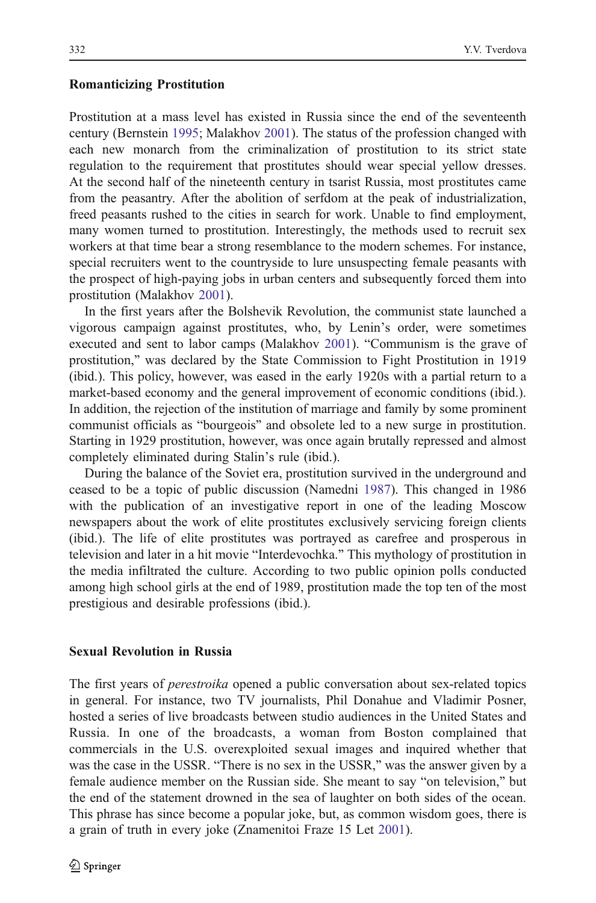### Romanticizing Prostitution

Prostitution at a mass level has existed in Russia since the end of the seventeenth century (Bernstein 1995; Malakhov 2001). The status of the profession changed with each new monarch from the criminalization of prostitution to its strict state regulation to the requirement that prostitutes should wear special yellow dresses. At the second half of the nineteenth century in tsarist Russia, most prostitutes came from the peasantry. After the abolition of serfdom at the peak of industrialization, freed peasants rushed to the cities in search for work. Unable to find employment, many women turned to prostitution. Interestingly, the methods used to recruit sex workers at that time bear a strong resemblance to the modern schemes. For instance, special recruiters went to the countryside to lure unsuspecting female peasants with the prospect of high-paying jobs in urban centers and subsequently forced them into prostitution (Malakhov 2001).

In the first years after the Bolshevik Revolution, the communist state launched a vigorous campaign against prostitutes, who, by Lenin's order, were sometimes executed and sent to labor camps (Malakhov 2001). "Communism is the grave of prostitution," was declared by the State Commission to Fight Prostitution in 1919 (ibid.). This policy, however, was eased in the early 1920s with a partial return to a market-based economy and the general improvement of economic conditions (ibid.). In addition, the rejection of the institution of marriage and family by some prominent communist officials as "bourgeois" and obsolete led to a new surge in prostitution. Starting in 1929 prostitution, however, was once again brutally repressed and almost completely eliminated during Stalin's rule (ibid.).

During the balance of the Soviet era, prostitution survived in the underground and ceased to be a topic of public discussion (Namedni 1987). This changed in 1986 with the publication of an investigative report in one of the leading Moscow newspapers about the work of elite prostitutes exclusively servicing foreign clients (ibid.). The life of elite prostitutes was portrayed as carefree and prosperous in television and later in a hit movie "Interdevochka." This mythology of prostitution in the media infiltrated the culture. According to two public opinion polls conducted among high school girls at the end of 1989, prostitution made the top ten of the most prestigious and desirable professions (ibid.).

### Sexual Revolution in Russia

The first years of *perestroika* opened a public conversation about sex-related topics in general. For instance, two TV journalists, Phil Donahue and Vladimir Posner, hosted a series of live broadcasts between studio audiences in the United States and Russia. In one of the broadcasts, a woman from Boston complained that commercials in the U.S. overexploited sexual images and inquired whether that was the case in the USSR. "There is no sex in the USSR," was the answer given by a female audience member on the Russian side. She meant to say "on television," but the end of the statement drowned in the sea of laughter on both sides of the ocean. This phrase has since become a popular joke, but, as common wisdom goes, there is a grain of truth in every joke (Znamenitoi Fraze 15 Let 2001).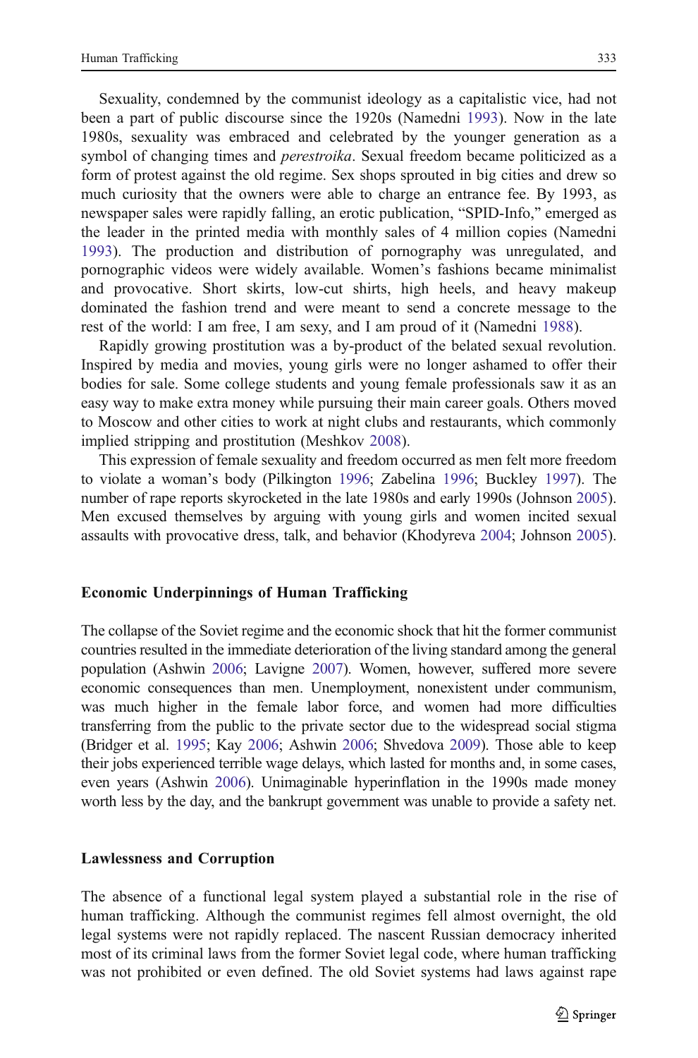Sexuality, condemned by the communist ideology as a capitalistic vice, had not been a part of public discourse since the 1920s (Namedni 1993). Now in the late 1980s, sexuality was embraced and celebrated by the younger generation as a symbol of changing times and *perestroika*. Sexual freedom became politicized as a form of protest against the old regime. Sex shops sprouted in big cities and drew so much curiosity that the owners were able to charge an entrance fee. By 1993, as newspaper sales were rapidly falling, an erotic publication, "SPID-Info," emerged as the leader in the printed media with monthly sales of 4 million copies (Namedni 1993). The production and distribution of pornography was unregulated, and pornographic videos were widely available. Women's fashions became minimalist and provocative. Short skirts, low-cut shirts, high heels, and heavy makeup dominated the fashion trend and were meant to send a concrete message to the rest of the world: I am free, I am sexy, and I am proud of it (Namedni 1988).

Rapidly growing prostitution was a by-product of the belated sexual revolution. Inspired by media and movies, young girls were no longer ashamed to offer their bodies for sale. Some college students and young female professionals saw it as an easy way to make extra money while pursuing their main career goals. Others moved to Moscow and other cities to work at night clubs and restaurants, which commonly implied stripping and prostitution (Meshkov 2008).

This expression of female sexuality and freedom occurred as men felt more freedom to violate a woman's body (Pilkington 1996; Zabelina 1996; Buckley 1997). The number of rape reports skyrocketed in the late 1980s and early 1990s (Johnson 2005). Men excused themselves by arguing with young girls and women incited sexual assaults with provocative dress, talk, and behavior (Khodyreva 2004; Johnson 2005).

## Economic Underpinnings of Human Trafficking

The collapse of the Soviet regime and the economic shock that hit the former communist countries resulted in the immediate deterioration of the living standard among the general population (Ashwin 2006; Lavigne 2007). Women, however, suffered more severe economic consequences than men. Unemployment, nonexistent under communism, was much higher in the female labor force, and women had more difficulties transferring from the public to the private sector due to the widespread social stigma (Bridger et al. 1995; Kay 2006; Ashwin 2006; Shvedova 2009). Those able to keep their jobs experienced terrible wage delays, which lasted for months and, in some cases, even years (Ashwin 2006). Unimaginable hyperinflation in the 1990s made money worth less by the day, and the bankrupt government was unable to provide a safety net.

## Lawlessness and Corruption

The absence of a functional legal system played a substantial role in the rise of human trafficking. Although the communist regimes fell almost overnight, the old legal systems were not rapidly replaced. The nascent Russian democracy inherited most of its criminal laws from the former Soviet legal code, where human trafficking was not prohibited or even defined. The old Soviet systems had laws against rape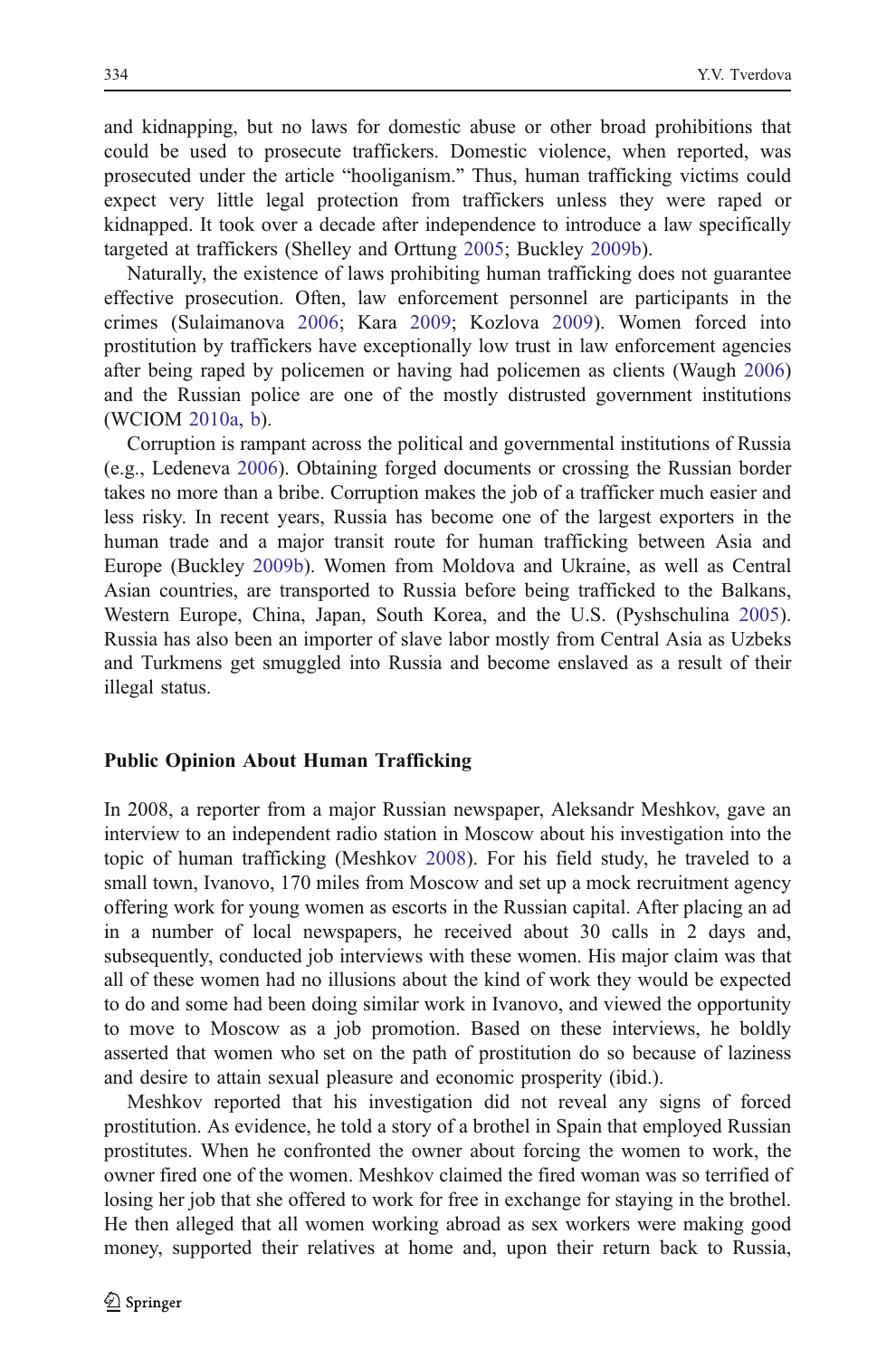and kidnapping, but no laws for domestic abuse or other broad prohibitions that could be used to prosecute traffickers. Domestic violence, when reported, was prosecuted under the article "hooliganism." Thus, human trafficking victims could expect very little legal protection from traffickers unless they were raped or kidnapped. It took over a decade after independence to introduce a law specifically targeted at traffickers (Shelley and Orttung 2005; Buckley 2009b).

Naturally, the existence of laws prohibiting human trafficking does not guarantee effective prosecution. Often, law enforcement personnel are participants in the crimes (Sulaimanova 2006; Kara 2009; Kozlova 2009). Women forced into prostitution by traffickers have exceptionally low trust in law enforcement agencies after being raped by policemen or having had policemen as clients (Waugh 2006) and the Russian police are one of the mostly distrusted government institutions (WCIOM 2010a, b).

Corruption is rampant across the political and governmental institutions of Russia (e.g., Ledeneva 2006). Obtaining forged documents or crossing the Russian border takes no more than a bribe. Corruption makes the job of a trafficker much easier and less risky. In recent years, Russia has become one of the largest exporters in the human trade and a major transit route for human trafficking between Asia and Europe (Buckley 2009b). Women from Moldova and Ukraine, as well as Central Asian countries, are transported to Russia before being trafficked to the Balkans, Western Europe, China, Japan, South Korea, and the U.S. (Pyshschulina 2005). Russia has also been an importer of slave labor mostly from Central Asia as Uzbeks and Turkmens get smuggled into Russia and become enslaved as a result of their illegal status.

**Public Opinion About Human Trafficking**

In 2008, a reporter from a major Russian newspaper, Aleksandr Meshkov, gave an interview to an independent radio station in Moscow about his investigation into the topic of human trafficking (Meshkov 2008). For his field study, he traveled to a small town, Ivanovo, 170 miles from Moscow and set up a mock recruitment agency offering work for young women as escorts in the Russian capital. After placing an ad in a number of local newspapers, he received about 30 calls in 2 days and, subsequently, conducted job interviews with these women. His major claim was that all of these women had no illusions about the kind of work they would be expected to do and some had been doing similar work in Ivanovo, and viewed the opportunity to move to Moscow as a job promotion. Based on these interviews, he boldly asserted that women who set on the path of prostitution do so because of laziness and desire to attain sexual pleasure and economic prosperity (ibid.).

Meshkov reported that his investigation did not reveal any signs of forced prostitution. As evidence, he told a story of a brothel in Spain that employed Russian prostitutes. When he confronted the owner about forcing the women to work, the owner fired one of the women. Meshkov claimed the fired woman was so terrified of losing her job that she offered to work for free in exchange for staying in the brothel. He then alleged that all women working abroad as sex workers were making good money, supported their relatives at home and, upon their return back to Russia,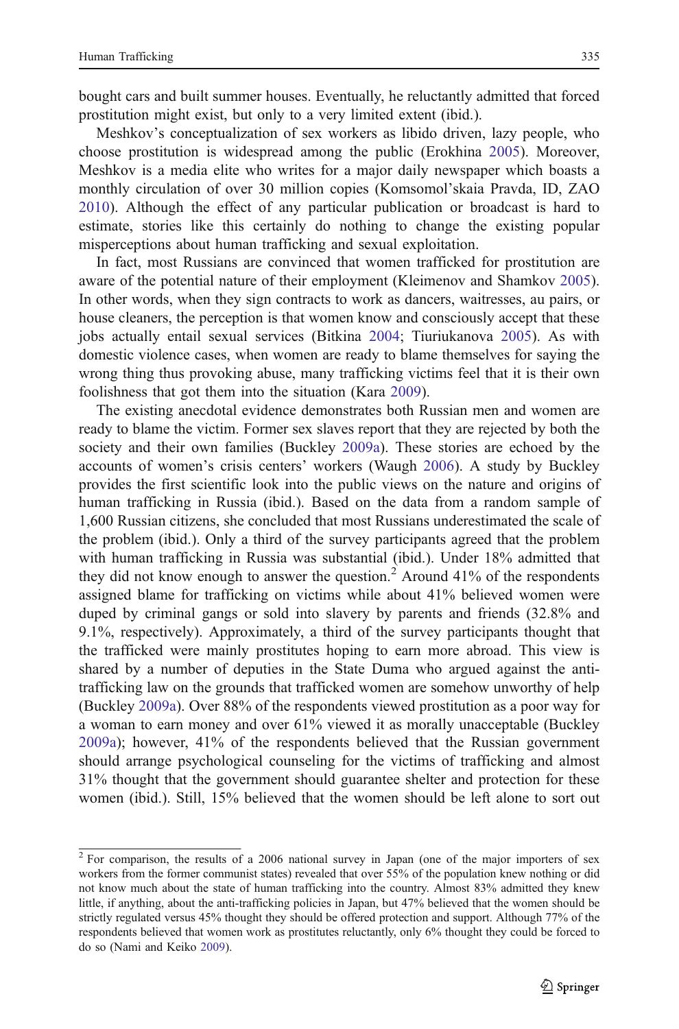bought cars and built summer houses. Eventually, he reluctantly admitted that forced prostitution might exist, but only to a very limited extent (ibid.).

Meshkov's conceptualization of sex workers as libido driven, lazy people, who choose prostitution is widespread among the public (Erokhina 2005). Moreover, Meshkov is a media elite who writes for a major daily newspaper which boasts a monthly circulation of over 30 million copies (Komsomol'skaia Pravda, ID, ZAO 2010). Although the effect of any particular publication or broadcast is hard to estimate, stories like this certainly do nothing to change the existing popular misperceptions about human trafficking and sexual exploitation.

In fact, most Russians are convinced that women trafficked for prostitution are aware of the potential nature of their employment (Kleimenov and Shamkov 2005). In other words, when they sign contracts to work as dancers, waitresses, au pairs, or house cleaners, the perception is that women know and consciously accept that these jobs actually entail sexual services (Bitkina 2004; Tiuriukanova 2005). As with domestic violence cases, when women are ready to blame themselves for saying the wrong thing thus provoking abuse, many trafficking victims feel that it is their own foolishness that got them into the situation (Kara 2009).

The existing anecdotal evidence demonstrates both Russian men and women are ready to blame the victim. Former sex slaves report that they are rejected by both the society and their own families (Buckley 2009a). These stories are echoed by the accounts of women's crisis centers' workers (Waugh 2006). A study by Buckley provides the first scientific look into the public views on the nature and origins of human trafficking in Russia (ibid.). Based on the data from a random sample of 1,600 Russian citizens, she concluded that most Russians underestimated the scale of the problem (ibid.). Only a third of the survey participants agreed that the problem with human trafficking in Russia was substantial (ibid.). Under 18% admitted that they did not know enough to answer the question.[2] Around 41% of the respondents assigned blame for trafficking on victims while about 41% believed women were duped by criminal gangs or sold into slavery by parents and friends (32.8% and 9.1%, respectively). Approximately, a third of the survey participants thought that the trafficked were mainly prostitutes hoping to earn more abroad. This view is shared by a number of deputies in the State Duma who argued against the anti-trafficking law on the grounds that trafficked women are somehow unworthy of help (Buckley 2009a). Over 88% of the respondents viewed prostitution as a poor way for a woman to earn money and over 61% viewed it as morally unacceptable (Buckley 2009a); however, 41% of the respondents believed that the Russian government should arrange psychological counseling for the victims of trafficking and almost 31% thought that the government should guarantee shelter and protection for these women (ibid.). Still, 15% believed that the women should be left alone to sort out

[2] For comparison, the results of a 2006 national survey in Japan (one of the major importers of sex workers from the former communist states) revealed that over 55% of the population knew nothing or did not know much about the state of human trafficking into the country. Almost 83% admitted they knew little, if anything, about the anti-trafficking policies in Japan, but 47% believed that the women should be strictly regulated versus 45% thought they should be offered protection and support. Although 77% of the respondents believed that women work as prostitutes reluctantly, only 6% thought they could be forced to do so (Nami and Keiko 2009).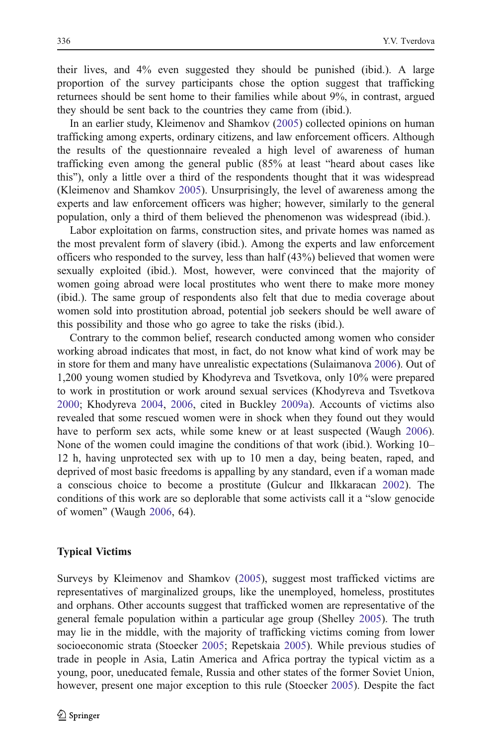their lives, and 4% even suggested they should be punished (ibid.). A large proportion of the survey participants chose the option suggest that trafficking returnees should be sent home to their families while about 9%, in contrast, argued they should be sent back to the countries they came from (ibid.).

In an earlier study, Kleimenov and Shamkov (2005) collected opinions on human trafficking among experts, ordinary citizens, and law enforcement officers. Although the results of the questionnaire revealed a high level of awareness of human trafficking even among the general public (85% at least "heard about cases like this"), only a little over a third of the respondents thought that it was widespread (Kleimenov and Shamkov 2005). Unsurprisingly, the level of awareness among the experts and law enforcement officers was higher; however, similarly to the general population, only a third of them believed the phenomenon was widespread (ibid.).

Labor exploitation on farms, construction sites, and private homes was named as the most prevalent form of slavery (ibid.). Among the experts and law enforcement officers who responded to the survey, less than half (43%) believed that women were sexually exploited (ibid.). Most, however, were convinced that the majority of women going abroad were local prostitutes who went there to make more money (ibid.). The same group of respondents also felt that due to media coverage about women sold into prostitution abroad, potential job seekers should be well aware of this possibility and those who go agree to take the risks (ibid.).

Contrary to the common belief, research conducted among women who consider working abroad indicates that most, in fact, do not know what kind of work may be in store for them and many have unrealistic expectations (Sulaimanova 2006). Out of 1,200 young women studied by Khodyreva and Tsvetkova, only 10% were prepared to work in prostitution or work around sexual services (Khodyreva and Tsvetkova 2000; Khodyreva 2004, 2006, cited in Buckley 2009a). Accounts of victims also revealed that some rescued women were in shock when they found out they would have to perform sex acts, while some knew or at least suspected (Waugh 2006). None of the women could imagine the conditions of that work (ibid.). Working 10–12 h, having unprotected sex with up to 10 men a day, being beaten, raped, and deprived of most basic freedoms is appalling by any standard, even if a woman made a conscious choice to become a prostitute (Gulcur and Ilkkaracan 2002). The conditions of this work are so deplorable that some activists call it a "slow genocide of women" (Waugh 2006, 64).

## Typical Victims

Surveys by Kleimenov and Shamkov (2005), suggest most trafficked victims are representatives of marginalized groups, like the unemployed, homeless, prostitutes and orphans. Other accounts suggest that trafficked women are representative of the general female population within a particular age group (Shelley 2005). The truth may lie in the middle, with the majority of trafficking victims coming from lower socioeconomic strata (Stoecker 2005; Repetskaia 2005). While previous studies of trade in people in Asia, Latin America and Africa portray the typical victim as a young, poor, uneducated female, Russia and other states of the former Soviet Union, however, present one major exception to this rule (Stoecker 2005). Despite the fact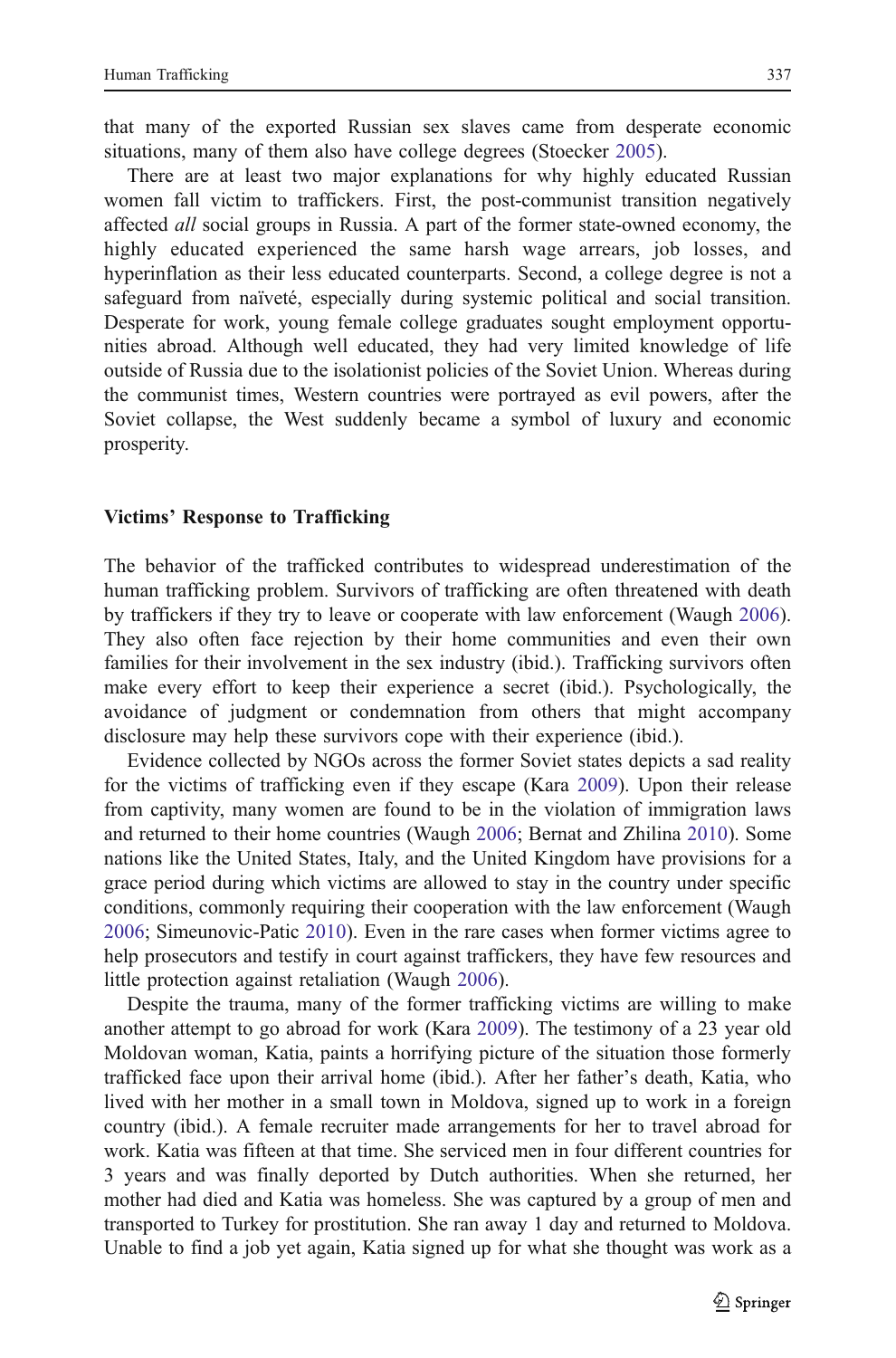that many of the exported Russian sex slaves came from desperate economic situations, many of them also have college degrees (Stoecker 2005).

There are at least two major explanations for why highly educated Russian women fall victim to traffickers. First, the post-communist transition negatively affected *all* social groups in Russia. A part of the former state-owned economy, the highly educated experienced the same harsh wage arrears, job losses, and hyperinflation as their less educated counterparts. Second, a college degree is not a safeguard from naïveté, especially during systemic political and social transition. Desperate for work, young female college graduates sought employment opportunities abroad. Although well educated, they had very limited knowledge of life outside of Russia due to the isolationist policies of the Soviet Union. Whereas during the communist times, Western countries were portrayed as evil powers, after the Soviet collapse, the West suddenly became a symbol of luxury and economic prosperity.

**Victims' Response to Trafficking**

The behavior of the trafficked contributes to widespread underestimation of the human trafficking problem. Survivors of trafficking are often threatened with death by traffickers if they try to leave or cooperate with law enforcement (Waugh 2006). They also often face rejection by their home communities and even their own families for their involvement in the sex industry (ibid.). Trafficking survivors often make every effort to keep their experience a secret (ibid.). Psychologically, the avoidance of judgment or condemnation from others that might accompany disclosure may help these survivors cope with their experience (ibid.).

Evidence collected by NGOs across the former Soviet states depicts a sad reality for the victims of trafficking even if they escape (Kara 2009). Upon their release from captivity, many women are found to be in the violation of immigration laws and returned to their home countries (Waugh 2006; Bernat and Zhilina 2010). Some nations like the United States, Italy, and the United Kingdom have provisions for a grace period during which victims are allowed to stay in the country under specific conditions, commonly requiring their cooperation with the law enforcement (Waugh 2006; Simeunovic-Patic 2010). Even in the rare cases when former victims agree to help prosecutors and testify in court against traffickers, they have few resources and little protection against retaliation (Waugh 2006).

Despite the trauma, many of the former trafficking victims are willing to make another attempt to go abroad for work (Kara 2009). The testimony of a 23 year old Moldovan woman, Katia, paints a horrifying picture of the situation those formerly trafficked face upon their arrival home (ibid.). After her father's death, Katia, who lived with her mother in a small town in Moldova, signed up to work in a foreign country (ibid.). A female recruiter made arrangements for her to travel abroad for work. Katia was fifteen at that time. She serviced men in four different countries for 3 years and was finally deported by Dutch authorities. When she returned, her mother had died and Katia was homeless. She was captured by a group of men and transported to Turkey for prostitution. She ran away 1 day and returned to Moldova. Unable to find a job yet again, Katia signed up for what she thought was work as a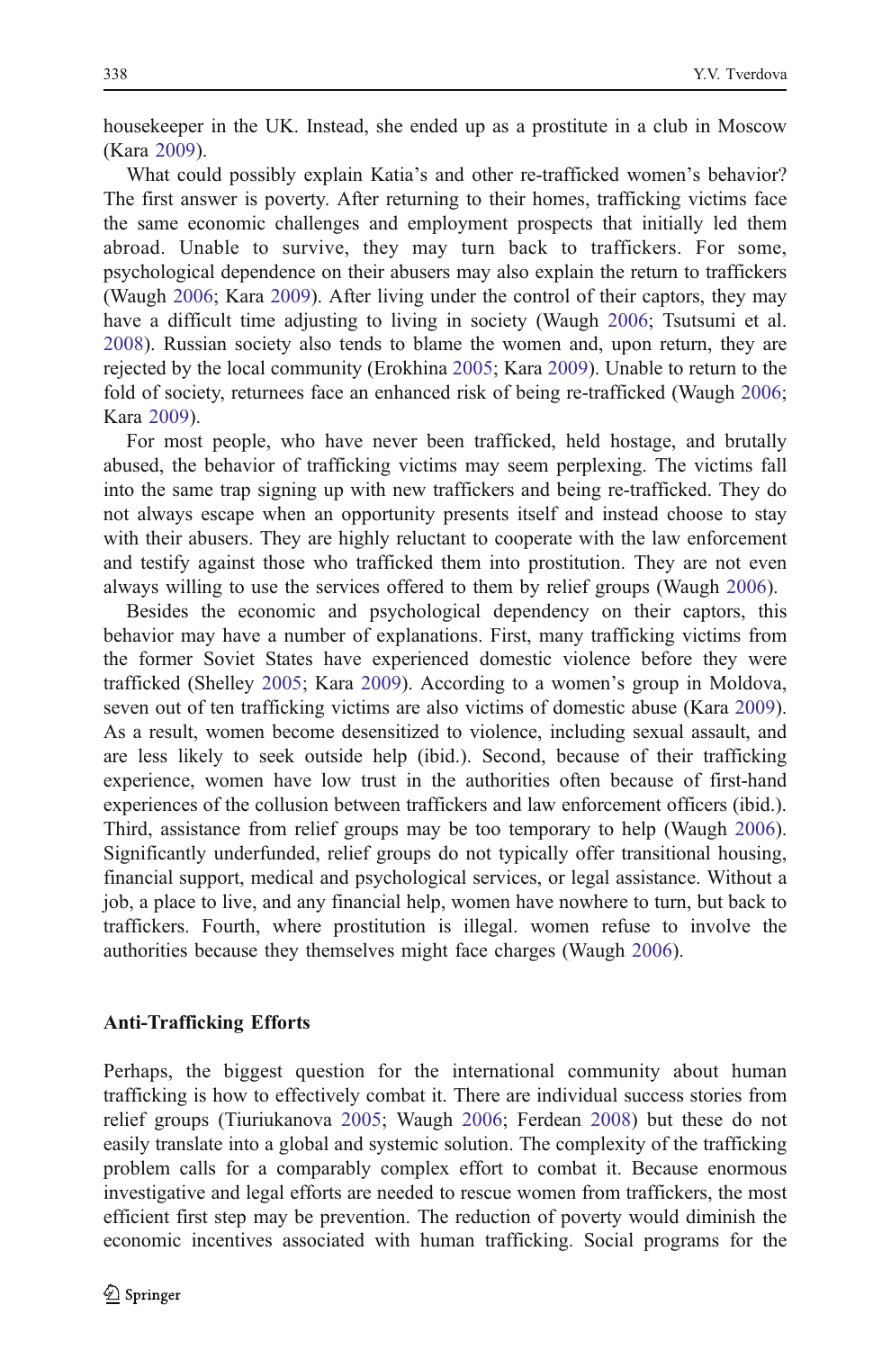housekeeper in the UK. Instead, she ended up as a prostitute in a club in Moscow (Kara 2009).

What could possibly explain Katia's and other re-trafficked women's behavior? The first answer is poverty. After returning to their homes, trafficking victims face the same economic challenges and employment prospects that initially led them abroad. Unable to survive, they may turn back to traffickers. For some, psychological dependence on their abusers may also explain the return to traffickers (Waugh 2006; Kara 2009). After living under the control of their captors, they may have a difficult time adjusting to living in society (Waugh 2006; Tsutsumi et al. 2008). Russian society also tends to blame the women and, upon return, they are rejected by the local community (Erokhina 2005; Kara 2009). Unable to return to the fold of society, returnees face an enhanced risk of being re-trafficked (Waugh 2006; Kara 2009).

For most people, who have never been trafficked, held hostage, and brutally abused, the behavior of trafficking victims may seem perplexing. The victims fall into the same trap signing up with new traffickers and being re-trafficked. They do not always escape when an opportunity presents itself and instead choose to stay with their abusers. They are highly reluctant to cooperate with the law enforcement and testify against those who trafficked them into prostitution. They are not even always willing to use the services offered to them by relief groups (Waugh 2006).

Besides the economic and psychological dependency on their captors, this behavior may have a number of explanations. First, many trafficking victims from the former Soviet States have experienced domestic violence before they were trafficked (Shelley 2005; Kara 2009). According to a women's group in Moldova, seven out of ten trafficking victims are also victims of domestic abuse (Kara 2009). As a result, women become desensitized to violence, including sexual assault, and are less likely to seek outside help (ibid.). Second, because of their trafficking experience, women have low trust in the authorities often because of first-hand experiences of the collusion between traffickers and law enforcement officers (ibid.). Third, assistance from relief groups may be too temporary to help (Waugh 2006). Significantly underfunded, relief groups do not typically offer transitional housing, financial support, medical and psychological services, or legal assistance. Without a job, a place to live, and any financial help, women have nowhere to turn, but back to traffickers. Fourth, where prostitution is illegal. women refuse to involve the authorities because they themselves might face charges (Waugh 2006).

## Anti-Trafficking Efforts

Perhaps, the biggest question for the international community about human trafficking is how to effectively combat it. There are individual success stories from relief groups (Tiuriukanova 2005; Waugh 2006; Ferdean 2008) but these do not easily translate into a global and systemic solution. The complexity of the trafficking problem calls for a comparably complex effort to combat it. Because enormous investigative and legal efforts are needed to rescue women from traffickers, the most efficient first step may be prevention. The reduction of poverty would diminish the economic incentives associated with human trafficking. Social programs for the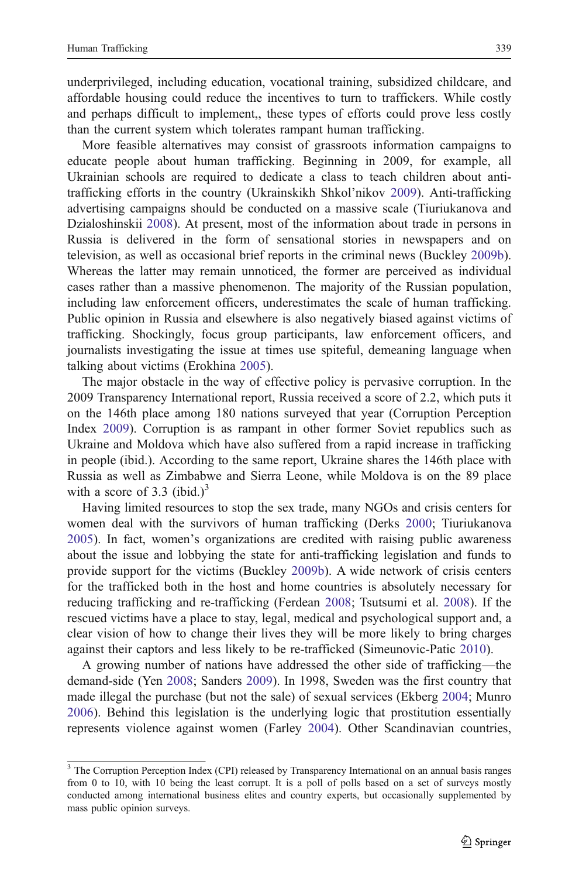underprivileged, including education, vocational training, subsidized childcare, and affordable housing could reduce the incentives to turn to traffickers. While costly and perhaps difficult to implement,, these types of efforts could prove less costly than the current system which tolerates rampant human trafficking.

More feasible alternatives may consist of grassroots information campaigns to educate people about human trafficking. Beginning in 2009, for example, all Ukrainian schools are required to dedicate a class to teach children about anti-trafficking efforts in the country (Ukrainskikh Shkol'nikov 2009). Anti-trafficking advertising campaigns should be conducted on a massive scale (Tiuriukanova and Dzialoshinskii 2008). At present, most of the information about trade in persons in Russia is delivered in the form of sensational stories in newspapers and on television, as well as occasional brief reports in the criminal news (Buckley 2009b). Whereas the latter may remain unnoticed, the former are perceived as individual cases rather than a massive phenomenon. The majority of the Russian population, including law enforcement officers, underestimates the scale of human trafficking. Public opinion in Russia and elsewhere is also negatively biased against victims of trafficking. Shockingly, focus group participants, law enforcement officers, and journalists investigating the issue at times use spiteful, demeaning language when talking about victims (Erokhina 2005).

The major obstacle in the way of effective policy is pervasive corruption. In the 2009 Transparency International report, Russia received a score of 2.2, which puts it on the 146th place among 180 nations surveyed that year (Corruption Perception Index 2009). Corruption is as rampant in other former Soviet republics such as Ukraine and Moldova which have also suffered from a rapid increase in trafficking in people (ibid.). According to the same report, Ukraine shares the 146th place with Russia as well as Zimbabwe and Sierra Leone, while Moldova is on the 89 place with a score of 3.3 (ibid.)[3]

Having limited resources to stop the sex trade, many NGOs and crisis centers for women deal with the survivors of human trafficking (Derks 2000; Tiuriukanova 2005). In fact, women's organizations are credited with raising public awareness about the issue and lobbying the state for anti-trafficking legislation and funds to provide support for the victims (Buckley 2009b). A wide network of crisis centers for the trafficked both in the host and home countries is absolutely necessary for reducing trafficking and re-trafficking (Ferdean 2008; Tsutsumi et al. 2008). If the rescued victims have a place to stay, legal, medical and psychological support and, a clear vision of how to change their lives they will be more likely to bring charges against their captors and less likely to be re-trafficked (Simeunovic-Patic 2010).

A growing number of nations have addressed the other side of trafficking—the demand-side (Yen 2008; Sanders 2009). In 1998, Sweden was the first country that made illegal the purchase (but not the sale) of sexual services (Ekberg 2004; Munro 2006). Behind this legislation is the underlying logic that prostitution essentially represents violence against women (Farley 2004). Other Scandinavian countries,

[3] The Corruption Perception Index (CPI) released by Transparency International on an annual basis ranges from 0 to 10, with 10 being the least corrupt. It is a poll of polls based on a set of surveys mostly conducted among international business elites and country experts, but occasionally supplemented by mass public opinion surveys.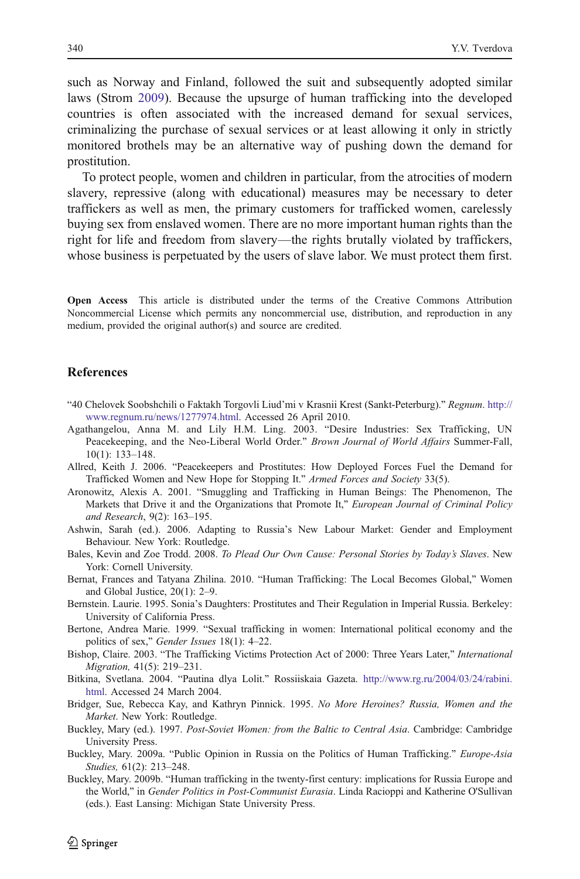such as Norway and Finland, followed the suit and subsequently adopted similar laws (Strom 2009). Because the upsurge of human trafficking into the developed countries is often associated with the increased demand for sexual services, criminalizing the purchase of sexual services or at least allowing it only in strictly monitored brothels may be an alternative way of pushing down the demand for prostitution.

To protect people, women and children in particular, from the atrocities of modern slavery, repressive (along with educational) measures may be necessary to deter traffickers as well as men, the primary customers for trafficked women, carelessly buying sex from enslaved women. There are no more important human rights than the right for life and freedom from slavery—the rights brutally violated by traffickers, whose business is perpetuated by the users of slave labor. We must protect them first.

**Open Access** This article is distributed under the terms of the Creative Commons Attribution Noncommercial License which permits any noncommercial use, distribution, and reproduction in any medium, provided the original author(s) and source are credited.

## References

"40 Chelovek Soobshchili o Faktakh Torgovli Liud'mi v Krasnii Krest (Sankt-Peterburg)." *Regnum*. http://www.regnum.ru/news/1277974.html. Accessed 26 April 2010.

Agathangelou, Anna M. and Lily H.M. Ling. 2003. "Desire Industries: Sex Trafficking, UN Peacekeeping, and the Neo-Liberal World Order." *Brown Journal of World Affairs* Summer-Fall, 10(1): 133–148.

Allred, Keith J. 2006. "Peacekeepers and Prostitutes: How Deployed Forces Fuel the Demand for Trafficked Women and New Hope for Stopping It." *Armed Forces and Society* 33(5).

Aronowitz, Alexis A. 2001. "Smuggling and Trafficking in Human Beings: The Phenomenon, The Markets that Drive it and the Organizations that Promote It," *European Journal of Criminal Policy and Research*, 9(2): 163–195.

Ashwin, Sarah (ed.). 2006. Adapting to Russia's New Labour Market: Gender and Employment Behaviour. New York: Routledge.

Bales, Kevin and Zoe Trodd. 2008. *To Plead Our Own Cause: Personal Stories by Today's Slaves*. New York: Cornell University.

Bernat, Frances and Tatyana Zhilina. 2010. "Human Trafficking: The Local Becomes Global," Women and Global Justice, 20(1): 2–9.

Bernstein. Laurie. 1995. Sonia's Daughters: Prostitutes and Their Regulation in Imperial Russia. Berkeley: University of California Press.

Bertone, Andrea Marie. 1999. "Sexual trafficking in women: International political economy and the politics of sex," *Gender Issues* 18(1): 4–22.

Bishop, Claire. 2003. "The Trafficking Victims Protection Act of 2000: Three Years Later," *International Migration,* 41(5): 219–231.

Bitkina, Svetlana. 2004. "Pautina dlya Lolit." Rossiiskaia Gazeta. http://www.rg.ru/2004/03/24/rabini.html. Accessed 24 March 2004.

Bridger, Sue, Rebecca Kay, and Kathryn Pinnick. 1995. *No More Heroines? Russia, Women and the Market*. New York: Routledge.

Buckley, Mary (ed.). 1997. *Post-Soviet Women: from the Baltic to Central Asia*. Cambridge: Cambridge University Press.

Buckley, Mary. 2009a. "Public Opinion in Russia on the Politics of Human Trafficking." *Europe-Asia Studies,* 61(2): 213–248.

Buckley, Mary. 2009b. "Human trafficking in the twenty-first century: implications for Russia Europe and the World," in *Gender Politics in Post-Communist Eurasia*. Linda Racioppi and Katherine O'Sullivan (eds.). East Lansing: Michigan State University Press.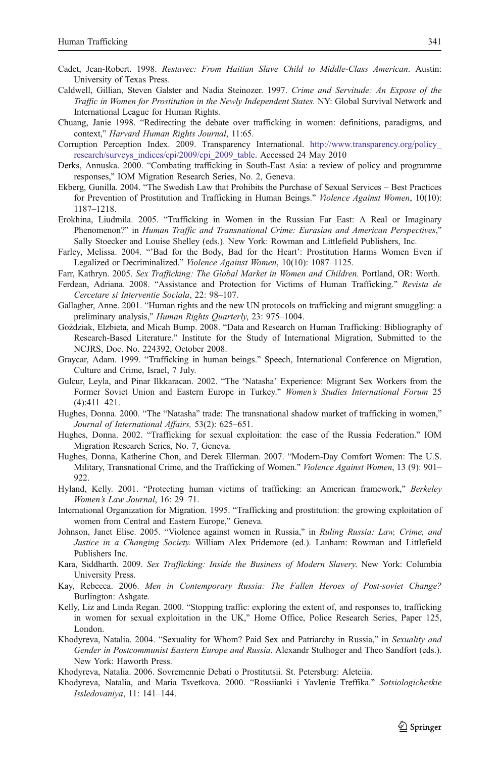Cadet, Jean-Robert. 1998. *Restavec: From Haitian Slave Child to Middle-Class American*. Austin: University of Texas Press.

Caldwell, Gillian, Steven Galster and Nadia Steinozer. 1997. *Crime and Servitude: An Expose of the Traffic in Women for Prostitution in the Newly Independent States.* NY: Global Survival Network and International League for Human Rights.

Chuang, Janie 1998. "Redirecting the debate over trafficking in women: definitions, paradigms, and context," *Harvard Human Rights Journal*, 11:65.

Corruption Perception Index. 2009. Transparency International. http://www.transparency.org/policy_research/surveys_indices/cpi/2009/cpi_2009_table. Accessed 24 May 2010

Derks, Annuska. 2000. "Combating trafficking in South-East Asia: a review of policy and programme responses," IOM Migration Research Series, No. 2, Geneva.

Ekberg, Gunilla. 2004. "The Swedish Law that Prohibits the Purchase of Sexual Services – Best Practices for Prevention of Prostitution and Trafficking in Human Beings." *Violence Against Women*, 10(10): 1187–1218.

Erokhina, Liudmila. 2005. "Trafficking in Women in the Russian Far East: A Real or Imaginary Phenomenon?" in *Human Traffic and Transnational Crime: Eurasian and American Perspectives*," Sally Stoecker and Louise Shelley (eds.). New York: Rowman and Littlefield Publishers, Inc.

Farley, Melissa. 2004. "'Bad for the Body, Bad for the Heart': Prostitution Harms Women Even if Legalized or Decriminalized." *Violence Against Women*, 10(10): 1087–1125.

Farr, Kathryn. 2005. *Sex Trafficking: The Global Market in Women and Children.* Portland, OR: Worth.

Ferdean, Adriana. 2008. "Assistance and Protection for Victims of Human Trafficking." *Revista de Cercetare si Interventie Sociala*, 22: 98–107.

Gallagher, Anne. 2001. "Human rights and the new UN protocols on trafficking and migrant smuggling: a preliminary analysis," *Human Rights Quarterly*, 23: 975–1004.

Goździak, Elzbieta, and Micah Bump. 2008. "Data and Research on Human Trafficking: Bibliography of Research-Based Literature." Institute for the Study of International Migration, Submitted to the NCJRS, Doc. No. 224392, October 2008.

Graycar, Adam. 1999. "Trafficking in human beings." Speech, International Conference on Migration, Culture and Crime, Israel, 7 July.

Gulcur, Leyla, and Pinar Ilkkaracan. 2002. "The 'Natasha' Experience: Migrant Sex Workers from the Former Soviet Union and Eastern Europe in Turkey." *Women's Studies International Forum* 25 (4):411–421.

Hughes, Donna. 2000. "The "Natasha" trade: The transnational shadow market of trafficking in women," *Journal of International Affairs,* 53(2): 625–651.

Hughes, Donna. 2002. "Trafficking for sexual exploitation: the case of the Russia Federation." IOM Migration Research Series, No. 7, Geneva.

Hughes, Donna, Katherine Chon, and Derek Ellerman. 2007. "Modern-Day Comfort Women: The U.S. Military, Transnational Crime, and the Trafficking of Women." *Violence Against Women*, 13 (9): 901–922.

Hyland, Kelly. 2001. "Protecting human victims of trafficking: an American framework," *Berkeley Women's Law Journal*, 16: 29–71.

International Organization for Migration. 1995. "Trafficking and prostitution: the growing exploitation of women from Central and Eastern Europe," Geneva.

Johnson, Janet Elise. 2005. "Violence against women in Russia," in *Ruling Russia: Law, Crime, and Justice in a Changing Society.* William Alex Pridemore (ed.). Lanham: Rowman and Littlefield Publishers Inc.

Kara, Siddharth. 2009. *Sex Trafficking: Inside the Business of Modern Slavery*. New York: Columbia University Press.

Kay, Rebecca. 2006. *Men in Contemporary Russia: The Fallen Heroes of Post-soviet Change?* Burlington: Ashgate.

Kelly, Liz and Linda Regan. 2000. "Stopping traffic: exploring the extent of, and responses to, trafficking in women for sexual exploitation in the UK," Home Office, Police Research Series, Paper 125, London.

Khodyreva, Natalia. 2004. "Sexuality for Whom? Paid Sex and Patriarchy in Russia," in *Sexuality and Gender in Postcommunist Eastern Europe and Russia*. Alexandr Stulhoger and Theo Sandfort (eds.). New York: Haworth Press.

Khodyreva, Natalia. 2006. Sovremennie Debati o Prostitutsii. St. Petersburg: Aleteiia.

Khodyreva, Natalia, and Maria Tsvetkova. 2000. "Rossiianki i Yavlenie Treffika." *Sotsiologicheskie Issledovaniya*, 11: 141–144.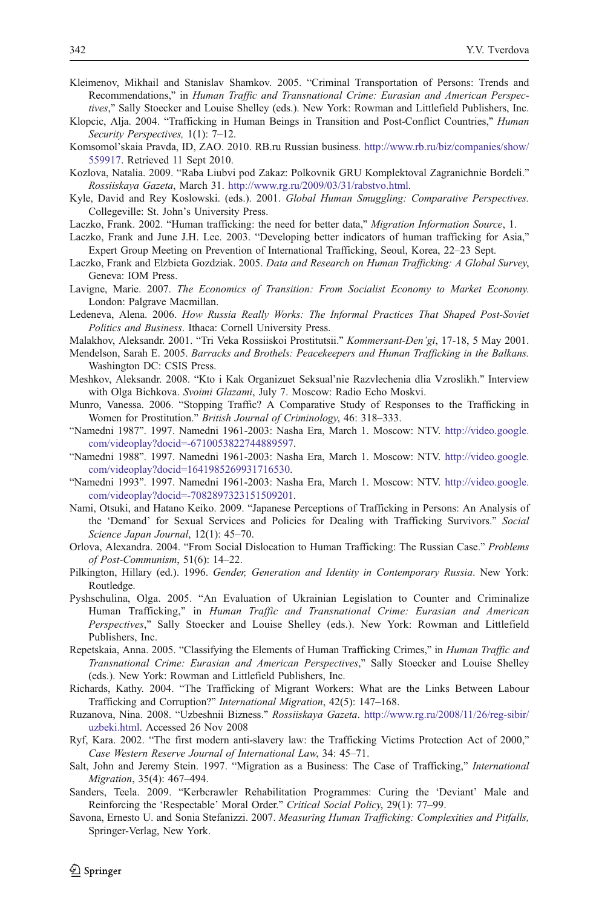Kleimenov, Mikhail and Stanislav Shamkov. 2005. "Criminal Transportation of Persons: Trends and Recommendations," in *Human Traffic and Transnational Crime: Eurasian and American Perspectives*," Sally Stoecker and Louise Shelley (eds.). New York: Rowman and Littlefield Publishers, Inc.

Klopcic, Alja. 2004. "Trafficking in Human Beings in Transition and Post-Conflict Countries," *Human Security Perspectives,* 1(1): 7–12.

Komsomol'skaia Pravda, ID, ZAO. 2010. RB.ru Russian business. http://www.rb.ru/biz/companies/show/559917. Retrieved 11 Sept 2010.

Kozlova, Natalia. 2009. "Raba Liubvi pod Zakaz: Polkovnik GRU Komplektoval Zagranichnie Bordeli." *Rossiiskaya Gazeta*, March 31. http://www.rg.ru/2009/03/31/rabstvo.html.

Kyle, David and Rey Koslowski. (eds.). 2001. *Global Human Smuggling: Comparative Perspectives.* Collegeville: St. John's University Press.

Laczko, Frank. 2002. "Human trafficking: the need for better data," *Migration Information Source*, 1.

Laczko, Frank and June J.H. Lee. 2003. "Developing better indicators of human trafficking for Asia," Expert Group Meeting on Prevention of International Trafficking, Seoul, Korea, 22–23 Sept.

Laczko, Frank and Elzbieta Gozdziak. 2005. *Data and Research on Human Trafficking: A Global Survey*, Geneva: IOM Press.

Lavigne, Marie. 2007. *The Economics of Transition: From Socialist Economy to Market Economy.* London: Palgrave Macmillan.

Ledeneva, Alena. 2006. *How Russia Really Works: The Informal Practices That Shaped Post-Soviet Politics and Business*. Ithaca: Cornell University Press.

Malakhov, Aleksandr. 2001. "Tri Veka Rossiiskoi Prostitutsii." *Kommersant-Den'gi*, 17-18, 5 May 2001.

Mendelson, Sarah E. 2005. *Barracks and Brothels: Peacekeepers and Human Trafficking in the Balkans.* Washington DC: CSIS Press.

Meshkov, Aleksandr. 2008. "Kto i Kak Organizuet Seksual'nie Razvlechenia dlia Vzroslikh." Interview with Olga Bichkova. *Svoimi Glazami*, July 7. Moscow: Radio Echo Moskvi.

Munro, Vanessa. 2006. "Stopping Traffic? A Comparative Study of Responses to the Trafficking in Women for Prostitution." *British Journal of Criminology*, 46: 318–333.

"Namedni 1987". 1997. Namedni 1961-2003: Nasha Era, March 1. Moscow: NTV. http://video.google.com/videoplay?docid=-6710053822744889597.

"Namedni 1988". 1997. Namedni 1961-2003: Nasha Era, March 1. Moscow: NTV. http://video.google.com/videoplay?docid=1641985269931716530.

"Namedni 1993". 1997. Namedni 1961-2003: Nasha Era, March 1. Moscow: NTV. http://video.google.com/videoplay?docid=-7082897323151509201.

Nami, Otsuki, and Hatano Keiko. 2009. "Japanese Perceptions of Trafficking in Persons: An Analysis of the 'Demand' for Sexual Services and Policies for Dealing with Trafficking Survivors." *Social Science Japan Journal*, 12(1): 45–70.

Orlova, Alexandra. 2004. "From Social Dislocation to Human Trafficking: The Russian Case." *Problems of Post-Communism*, 51(6): 14–22.

Pilkington, Hillary (ed.). 1996. *Gender, Generation and Identity in Contemporary Russia*. New York: Routledge.

Pyshschulina, Olga. 2005. "An Evaluation of Ukrainian Legislation to Counter and Criminalize Human Trafficking," in *Human Traffic and Transnational Crime: Eurasian and American Perspectives*," Sally Stoecker and Louise Shelley (eds.). New York: Rowman and Littlefield Publishers, Inc.

Repetskaia, Anna. 2005. "Classifying the Elements of Human Trafficking Crimes," in *Human Traffic and Transnational Crime: Eurasian and American Perspectives*," Sally Stoecker and Louise Shelley (eds.). New York: Rowman and Littlefield Publishers, Inc.

Richards, Kathy. 2004. "The Trafficking of Migrant Workers: What are the Links Between Labour Trafficking and Corruption?" *International Migration*, 42(5): 147–168.

Ruzanova, Nina. 2008. "Uzbeshnii Bizness." *Rossiiskaya Gazeta*. http://www.rg.ru/2008/11/26/reg-sibir/uzbeki.html. Accessed 26 Nov 2008

Ryf, Kara. 2002. "The first modern anti-slavery law: the Trafficking Victims Protection Act of 2000," *Case Western Reserve Journal of International Law*, 34: 45–71.

Salt, John and Jeremy Stein. 1997. "Migration as a Business: The Case of Trafficking," *International Migration*, 35(4): 467–494.

Sanders, Teela. 2009. "Kerbcrawler Rehabilitation Programmes: Curing the 'Deviant' Male and Reinforcing the 'Respectable' Moral Order." *Critical Social Policy*, 29(1): 77–99.

Savona, Ernesto U. and Sonia Stefanizzi. 2007. *Measuring Human Trafficking: Complexities and Pitfalls,* Springer-Verlag, New York.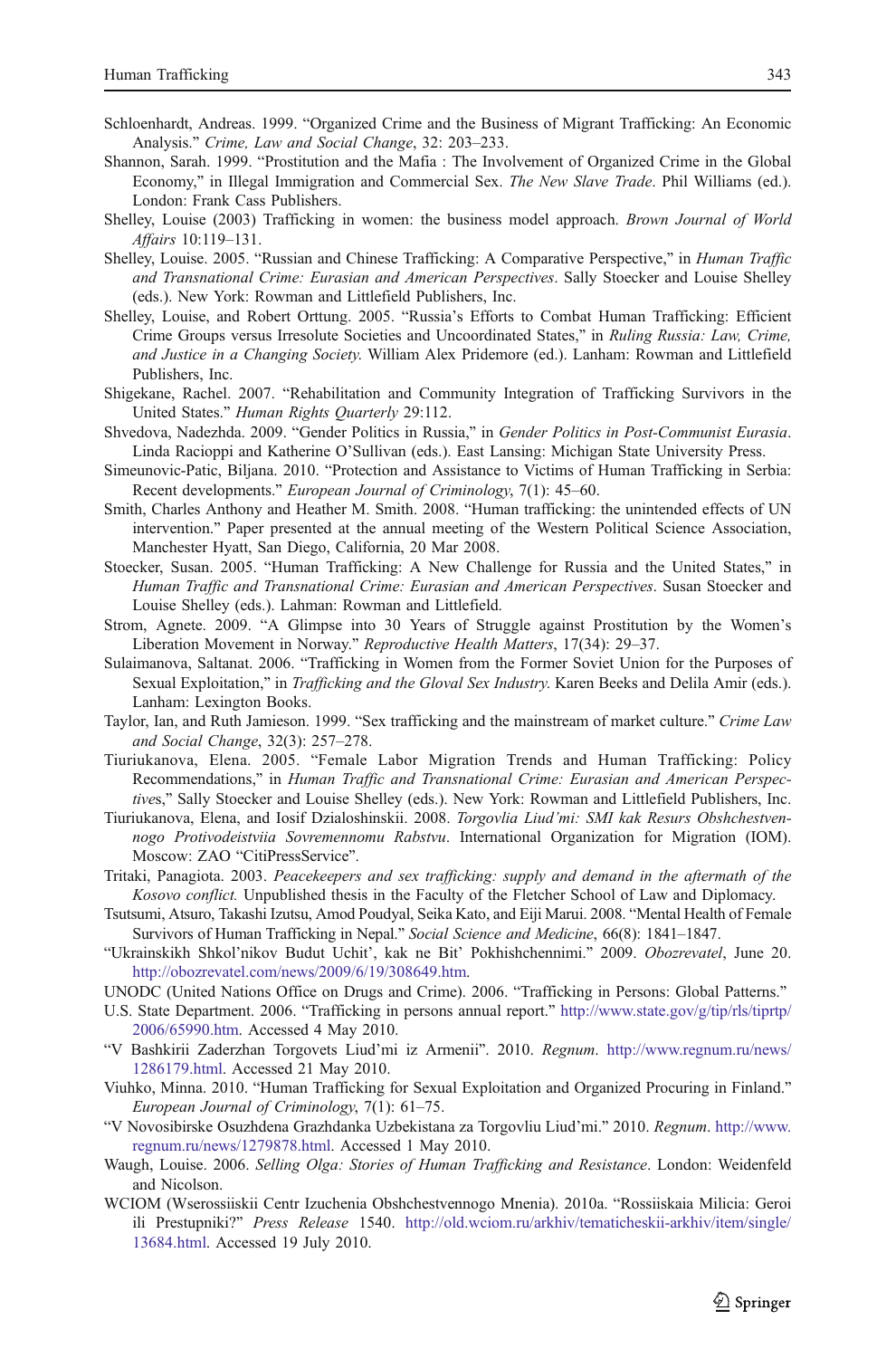Schloenhardt, Andreas. 1999. "Organized Crime and the Business of Migrant Trafficking: An Economic Analysis." *Crime, Law and Social Change*, 32: 203–233.

Shannon, Sarah. 1999. "Prostitution and the Mafia : The Involvement of Organized Crime in the Global Economy," in Illegal Immigration and Commercial Sex. *The New Slave Trade*. Phil Williams (ed.). London: Frank Cass Publishers.

Shelley, Louise (2003) Trafficking in women: the business model approach. *Brown Journal of World Affairs* 10:119–131.

Shelley, Louise. 2005. "Russian and Chinese Trafficking: A Comparative Perspective," in *Human Traffic and Transnational Crime: Eurasian and American Perspectives*. Sally Stoecker and Louise Shelley (eds.). New York: Rowman and Littlefield Publishers, Inc.

Shelley, Louise, and Robert Orttung. 2005. "Russia's Efforts to Combat Human Trafficking: Efficient Crime Groups versus Irresolute Societies and Uncoordinated States," in *Ruling Russia: Law, Crime, and Justice in a Changing Society*. William Alex Pridemore (ed.). Lanham: Rowman and Littlefield Publishers, Inc.

Shigekane, Rachel. 2007. "Rehabilitation and Community Integration of Trafficking Survivors in the United States." *Human Rights Quarterly* 29:112.

Shvedova, Nadezhda. 2009. "Gender Politics in Russia," in *Gender Politics in Post-Communist Eurasia*. Linda Racioppi and Katherine O'Sullivan (eds.). East Lansing: Michigan State University Press.

Simeunovic-Patic, Biljana. 2010. "Protection and Assistance to Victims of Human Trafficking in Serbia: Recent developments." *European Journal of Criminology*, 7(1): 45–60.

Smith, Charles Anthony and Heather M. Smith. 2008. "Human trafficking: the unintended effects of UN intervention." Paper presented at the annual meeting of the Western Political Science Association, Manchester Hyatt, San Diego, California, 20 Mar 2008.

Stoecker, Susan. 2005. "Human Trafficking: A New Challenge for Russia and the United States," in *Human Traffic and Transnational Crime: Eurasian and American Perspectives*. Susan Stoecker and Louise Shelley (eds.). Lahman: Rowman and Littlefield.

Strom, Agnete. 2009. "A Glimpse into 30 Years of Struggle against Prostitution by the Women's Liberation Movement in Norway." *Reproductive Health Matters*, 17(34): 29–37.

Sulaimanova, Saltanat. 2006. "Trafficking in Women from the Former Soviet Union for the Purposes of Sexual Exploitation," in *Trafficking and the Gloval Sex Industry*. Karen Beeks and Delila Amir (eds.). Lanham: Lexington Books.

Taylor, Ian, and Ruth Jamieson. 1999. "Sex trafficking and the mainstream of market culture." *Crime Law and Social Change*, 32(3): 257–278.

Tiuriukanova, Elena. 2005. "Female Labor Migration Trends and Human Trafficking: Policy Recommendations," in *Human Traffic and Transnational Crime: Eurasian and American Perspectives*," Sally Stoecker and Louise Shelley (eds.). New York: Rowman and Littlefield Publishers, Inc.

Tiuriukanova, Elena, and Iosif Dzialoshinskii. 2008. *Torgovlia Liud'mi: SMI kak Resurs Obshchestvennogo Protivodeistviia Sovremennomu Rabstvu*. International Organization for Migration (IOM). Moscow: ZAO "CitiPressService".

Tritaki, Panagiota. 2003. *Peacekeepers and sex trafficking: supply and demand in the aftermath of the Kosovo conflict.* Unpublished thesis in the Faculty of the Fletcher School of Law and Diplomacy.

Tsutsumi, Atsuro, Takashi Izutsu, Amod Poudyal, Seika Kato, and Eiji Marui. 2008. "Mental Health of Female Survivors of Human Trafficking in Nepal." *Social Science and Medicine*, 66(8): 1841–1847.

"Ukrainskikh Shkol'nikov Budut Uchit', kak ne Bit' Pokhishchennimi." 2009. *Obozrevatel*, June 20. http://obozrevatel.com/news/2009/6/19/308649.htm.

UNODC (United Nations Office on Drugs and Crime). 2006. "Trafficking in Persons: Global Patterns."

U.S. State Department. 2006. "Trafficking in persons annual report." http://www.state.gov/g/tip/rls/tiprtp/2006/65990.htm. Accessed 4 May 2010.

"V Bashkirii Zaderzhan Torgovets Liud'mi iz Armenii". 2010. *Regnum*. http://www.regnum.ru/news/1286179.html. Accessed 21 May 2010.

Viuhko, Minna. 2010. "Human Trafficking for Sexual Exploitation and Organized Procuring in Finland." *European Journal of Criminology*, 7(1): 61–75.

"V Novosibirske Osuzhdena Grazhdanka Uzbekistana za Torgovliu Liud'mi." 2010. *Regnum*. http://www.regnum.ru/news/1279878.html. Accessed 1 May 2010.

Waugh, Louise. 2006. *Selling Olga: Stories of Human Trafficking and Resistance*. London: Weidenfeld and Nicolson.

WCIOM (Wserossiiskii Centr Izuchenia Obshchestvennogo Mnenia). 2010a. "Rossiiskaia Milicia: Geroi ili Prestupniki?" *Press Release* 1540. http://old.wciom.ru/arkhiv/tematicheskii-arkhiv/item/single/13684.html. Accessed 19 July 2010.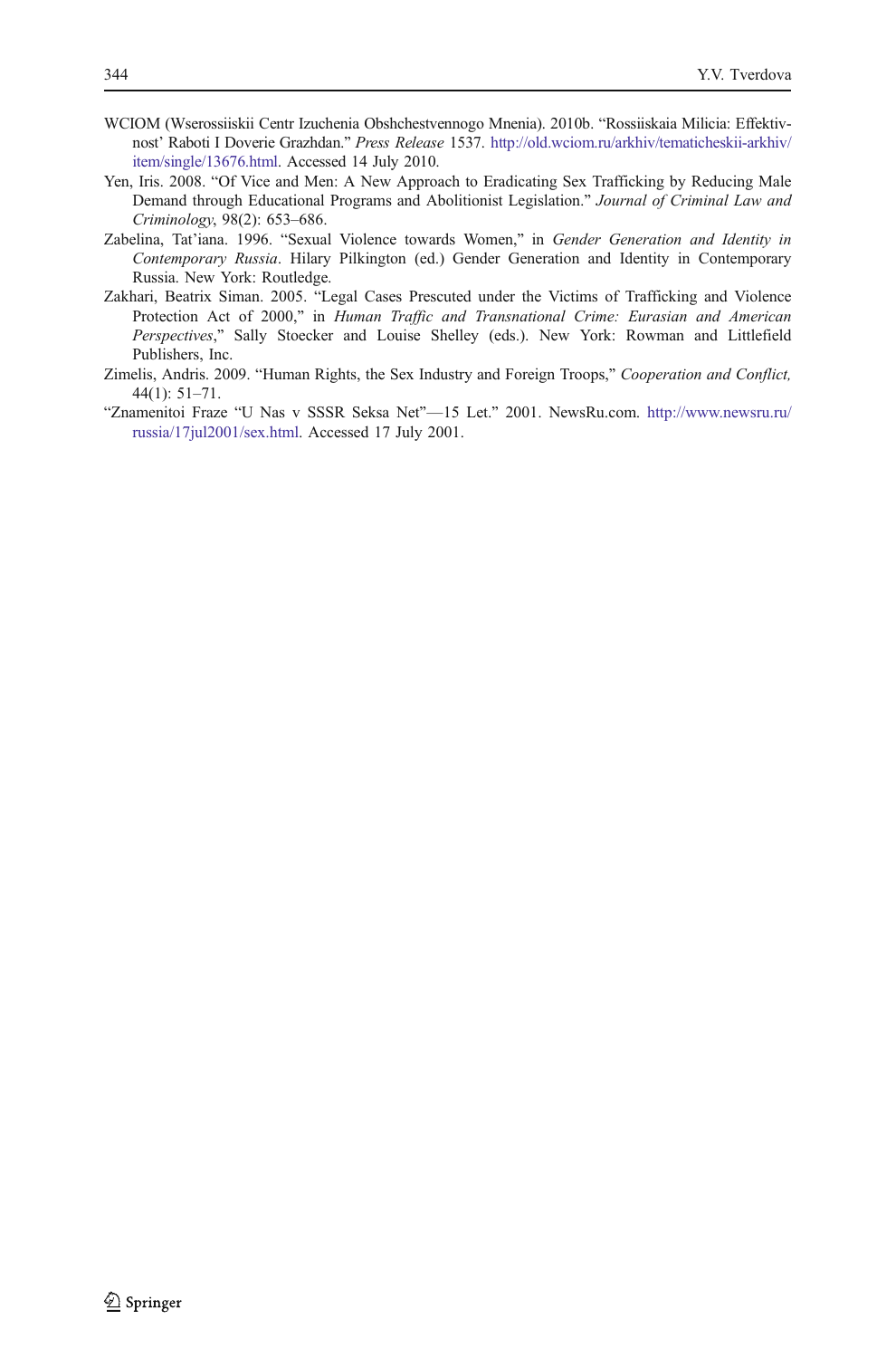WCIOM (Wserossiiskii Centr Izuchenia Obshchestvennogo Mnenia). 2010b. "Rossiiskaia Milicia: Effektivnost' Raboti I Doverie Grazhdan." *Press Release* 1537. http://old.wciom.ru/arkhiv/tematicheskii-arkhiv/item/single/13676.html. Accessed 14 July 2010.

Yen, Iris. 2008. "Of Vice and Men: A New Approach to Eradicating Sex Trafficking by Reducing Male Demand through Educational Programs and Abolitionist Legislation." *Journal of Criminal Law and Criminology*, 98(2): 653–686.

Zabelina, Tat'iana. 1996. "Sexual Violence towards Women," in *Gender Generation and Identity in Contemporary Russia*. Hilary Pilkington (ed.) Gender Generation and Identity in Contemporary Russia. New York: Routledge.

Zakhari, Beatrix Siman. 2005. "Legal Cases Prescuted under the Victims of Trafficking and Violence Protection Act of 2000," in *Human Traffic and Transnational Crime: Eurasian and American Perspectives*," Sally Stoecker and Louise Shelley (eds.). New York: Rowman and Littlefield Publishers, Inc.

Zimelis, Andris. 2009. "Human Rights, the Sex Industry and Foreign Troops," *Cooperation and Conflict,* 44(1): 51–71.

"Znamenitoi Fraze "U Nas v SSSR Seksa Net"—15 Let." 2001. NewsRu.com. http://www.newsru.ru/russia/17jul2001/sex.html. Accessed 17 July 2001.